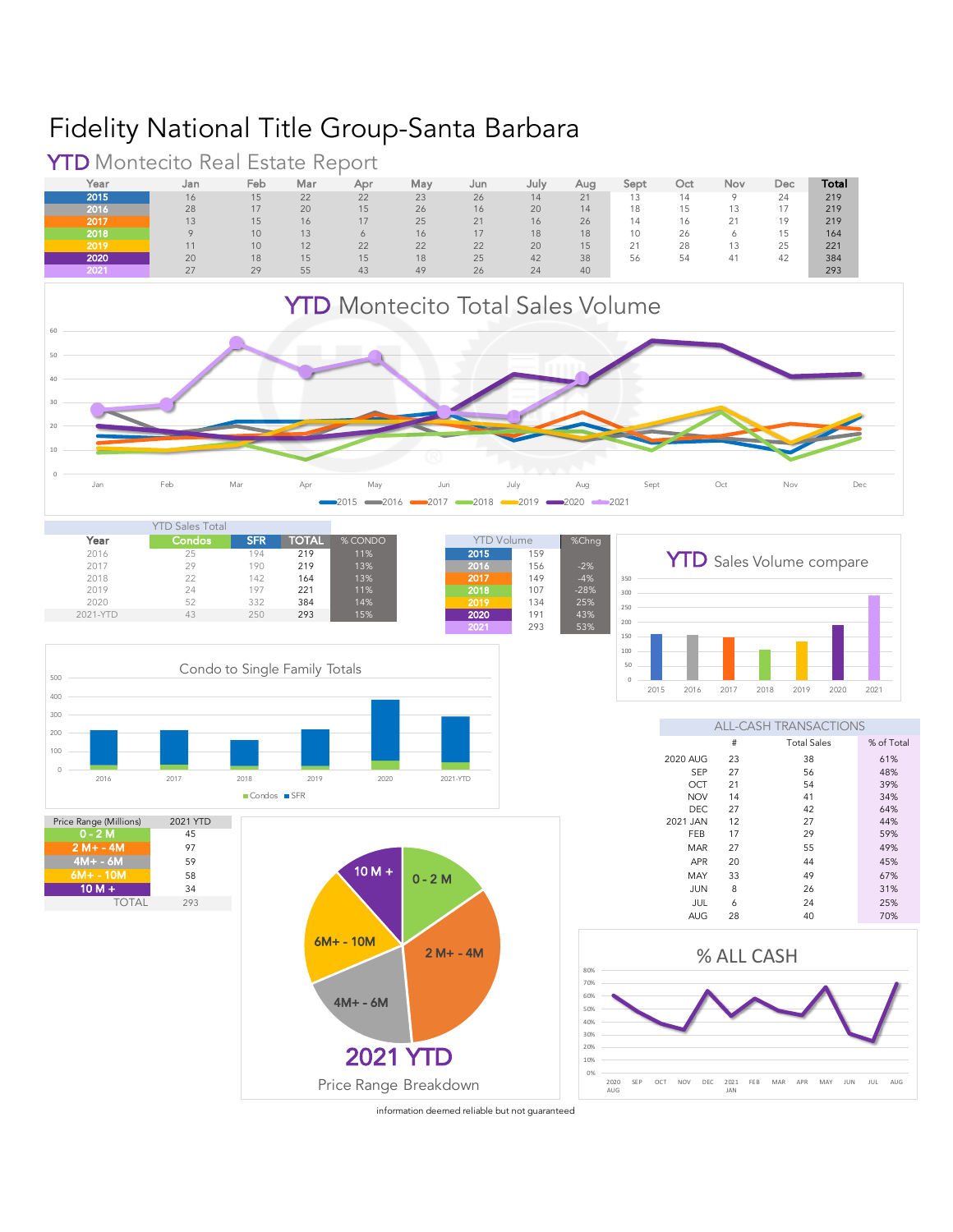# Fidelity National Title Group-Santa Barbara

## YTD Montecito Real Estate Report

| Year | Jan | Feb | Mar | Apr | May | Jun | July | Aug | Sept | Oct | Nov | Dec | Total |
|---|---|---|---|---|---|---|---|---|---|---|---|---|---|
| 2015 | 16 | 15 | 22 | 22 | 23 | 26 | 14 | 21 | 13 | 14 | 9 | 24 | 219 |
| 2016 | 28 | 17 | 20 | 15 | 26 | 16 | 20 | 14 | 18 | 15 | 13 | 17 | 219 |
| 2017 | 13 | 15 | 16 | 17 | 25 | 21 | 16 | 26 | 14 | 16 | 21 | 19 | 219 |
| 2018 | 9 | 10 | 13 | 6 | 16 | 17 | 18 | 18 | 10 | 26 | 6 | 15 | 164 |
| 2019 | 11 | 10 | 12 | 22 | 22 | 22 | 20 | 15 | 21 | 28 | 13 | 25 | 221 |
| 2020 | 20 | 18 | 15 | 15 | 18 | 25 | 42 | 38 | 56 | 54 | 41 | 42 | 384 |
| 2021 | 27 | 29 | 55 | 43 | 49 | 26 | 24 | 40 | | | | | 293 |

### YTD Montecito Total Sales Volume

| YTD Sales Total | | | | |
|---|---|---|---|---|
| Year | Condos | SFR | TOTAL | % CONDO |
| 2016 | 25 | 194 | 219 | 11% |
| 2017 | 29 | 190 | 219 | 13% |
| 2018 | 22 | 142 | 164 | 13% |
| 2019 | 24 | 197 | 221 | 11% |
| 2020 | 52 | 332 | 384 | 14% |
| 2021-YTD | 43 | 250 | 293 | 15% |

| YTD Volume | | %Chng |
|---|---|---|
| 2015 | 159 | |
| 2016 | 156 | -2% |
| 2017 | 149 | -4% |
| 2018 | 107 | -28% |
| 2019 | 134 | 25% |
| 2020 | 191 | 43% |
| 2021 | 293 | 53% |

### YTD Sales Volume compare

### Condo to Single Family Totals

| ALL-CASH TRANSACTIONS | # | Total Sales | % of Total |
|---|---|---|---|
| 2020 AUG | 23 | 38 | 61% |
| SEP | 27 | 56 | 48% |
| OCT | 21 | 54 | 39% |
| NOV | 14 | 41 | 34% |
| DEC | 27 | 42 | 64% |
| 2021 JAN | 12 | 27 | 44% |
| FEB | 17 | 29 | 59% |
| MAR | 27 | 55 | 49% |
| APR | 20 | 44 | 45% |
| MAY | 33 | 49 | 67% |
| JUN | 8 | 26 | 31% |
| JUL | 6 | 24 | 25% |
| AUG | 28 | 40 | 70% |

| Price Range (Millions) | 2021 YTD |
|---|---|
| 0 - 2 M | 45 |
| 2 M+ - 4M | 97 |
| 4M+ - 6M | 59 |
| 6M+ - 10M | 58 |
| 10 M + | 34 |
| TOTAL | 293 |

### 2021 YTD

Price Range Breakdown

### % ALL CASH

information deemed reliable but not guaranteed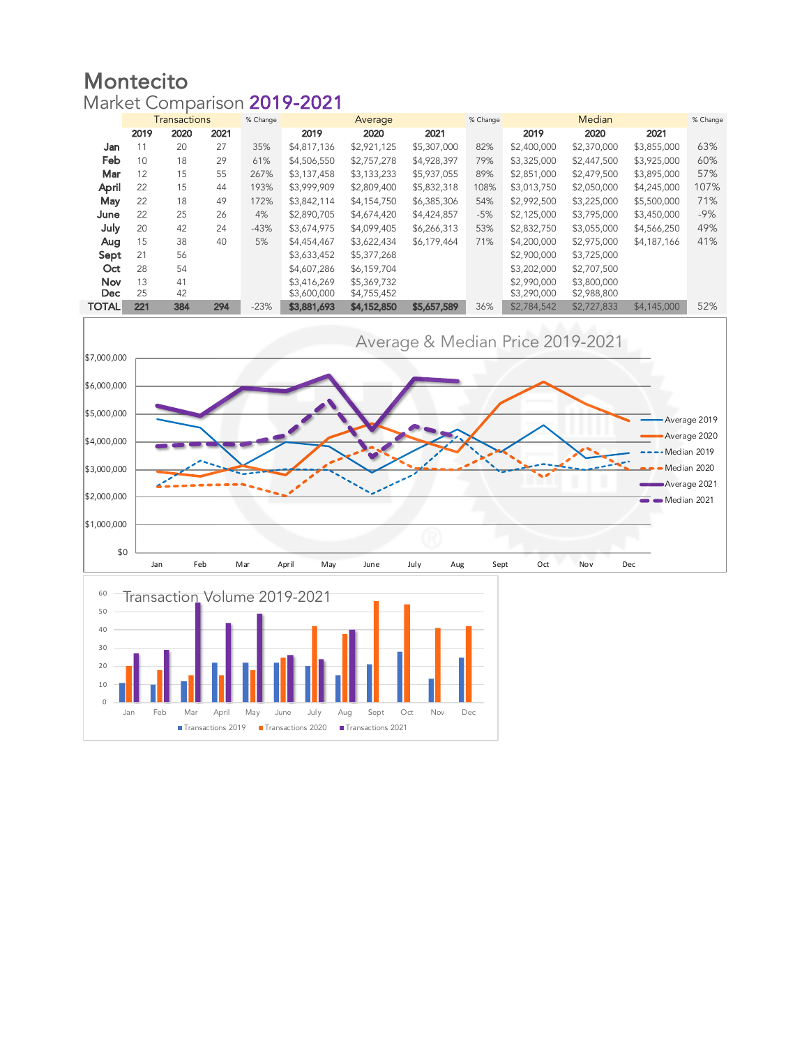# Montecito

## Market Comparison 2019-2021

| | Transactions | | | % Change | Average | | | % Change | Median | | | % Change |
|---|---|---|---|---|---|---|---|---|---|---|---|---|
| | 2019 | 2020 | 2021 | | 2019 | 2020 | 2021 | | 2019 | 2020 | 2021 | |
| Jan | 11 | 20 | 27 | 35% | $4,817,136 | $2,921,125 | $5,307,000 | 82% | $2,400,000 | $2,370,000 | $3,855,000 | 63% |
| Feb | 10 | 18 | 29 | 61% | $4,506,550 | $2,757,278 | $4,928,397 | 79% | $3,325,000 | $2,447,500 | $3,925,000 | 60% |
| Mar | 12 | 15 | 55 | 267% | $3,137,458 | $3,133,233 | $5,937,055 | 89% | $2,851,000 | $2,479,500 | $3,895,000 | 57% |
| April | 22 | 15 | 44 | 193% | $3,999,909 | $2,809,400 | $5,832,318 | 108% | $3,013,750 | $2,050,000 | $4,245,000 | 107% |
| May | 22 | 18 | 49 | 172% | $3,842,114 | $4,154,750 | $6,385,306 | 54% | $2,992,500 | $3,225,000 | $5,500,000 | 71% |
| June | 22 | 25 | 26 | 4% | $2,890,705 | $4,674,420 | $4,424,857 | -5% | $2,125,000 | $3,795,000 | $3,450,000 | -9% |
| July | 20 | 42 | 24 | -43% | $3,674,975 | $4,099,405 | $6,266,313 | 53% | $2,832,750 | $3,055,000 | $4,566,250 | 49% |
| Aug | 15 | 38 | 40 | 5% | $4,454,467 | $3,622,434 | $6,179,464 | 71% | $4,200,000 | $2,975,000 | $4,187,166 | 41% |
| Sept | 21 | 56 | | | $3,633,452 | $5,377,268 | | | $2,900,000 | $3,725,000 | | |
| Oct | 28 | 54 | | | $4,607,286 | $6,159,704 | | | $3,202,000 | $2,707,500 | | |
| Nov | 13 | 41 | | | $3,416,269 | $5,369,732 | | | $2,990,000 | $3,800,000 | | |
| Dec | 25 | 42 | | | $3,600,000 | $4,755,452 | | | $3,290,000 | $2,988,800 | | |
| **TOTAL** | **221** | **384** | **294** | -23% | **$3,881,693** | **$4,152,850** | **$5,657,589** | 36% | $2,784,542 | $2,727,833 | $4,145,000 | 52% |

### Average & Median Price 2019-2021

### Transaction Volume 2019-2021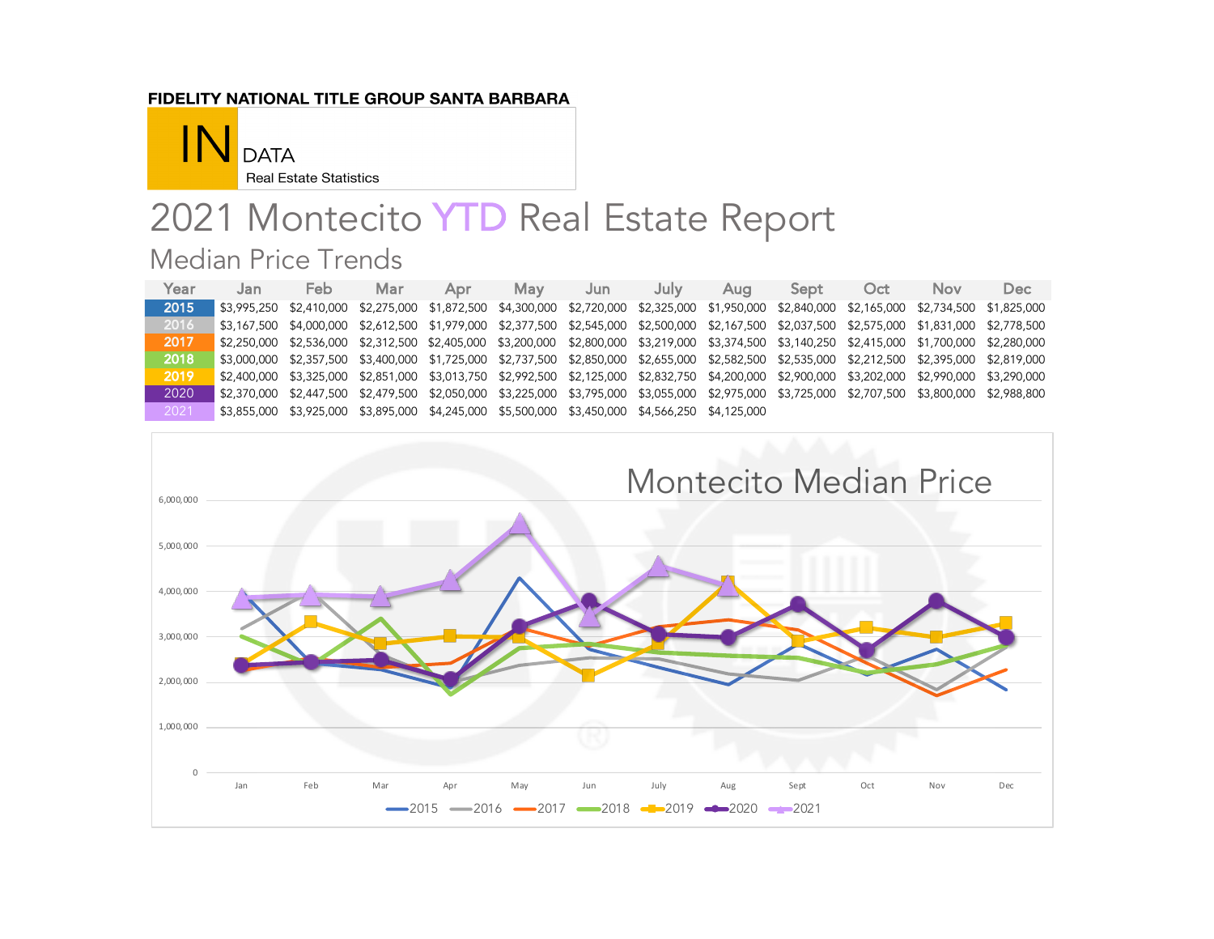**FIDELITY NATIONAL TITLE GROUP SANTA BARBARA**

IN DATA
Real Estate Statistics

# 2021 Montecito YTD Real Estate Report

## Median Price Trends

| Year | Jan | Feb | Mar | Apr | May | Jun | July | Aug | Sept | Oct | Nov | Dec |
|---|---|---|---|---|---|---|---|---|---|---|---|---|
| 2015 | $3,995,250 | $2,410,000 | $2,275,000 | $1,872,500 | $4,300,000 | $2,720,000 | $2,325,000 | $1,950,000 | $2,840,000 | $2,165,000 | $2,734,500 | $1,825,000 |
| 2016 | $3,167,500 | $4,000,000 | $2,612,500 | $1,979,000 | $2,377,500 | $2,545,000 | $2,500,000 | $2,167,500 | $2,037,500 | $2,575,000 | $1,831,000 | $2,778,500 |
| 2017 | $2,250,000 | $2,536,000 | $2,312,500 | $2,405,000 | $3,200,000 | $2,800,000 | $3,219,000 | $3,374,500 | $3,140,250 | $2,415,000 | $1,700,000 | $2,280,000 |
| 2018 | $3,000,000 | $2,357,500 | $3,400,000 | $1,725,000 | $2,737,500 | $2,850,000 | $2,655,000 | $2,582,500 | $2,535,000 | $2,212,500 | $2,395,000 | $2,819,000 |
| 2019 | $2,400,000 | $3,325,000 | $2,851,000 | $3,013,750 | $2,992,500 | $2,125,000 | $2,832,750 | $4,200,000 | $2,900,000 | $3,202,000 | $2,990,000 | $3,290,000 |
| 2020 | $2,370,000 | $2,447,500 | $2,479,500 | $2,050,000 | $3,225,000 | $3,795,000 | $3,055,000 | $2,975,000 | $3,725,000 | $2,707,500 | $3,800,000 | $2,988,800 |
| 2021 | $3,855,000 | $3,925,000 | $3,895,000 | $4,245,000 | $5,500,000 | $3,450,000 | $4,566,250 | $4,125,000 | | | | |

Montecito Median Price

6,000,000
5,000,000
4,000,000
3,000,000
2,000,000
1,000,000
0

Jan Feb Mar Apr May Jun July Aug Sept Oct Nov Dec

2015 2016 2017 2018 2019 2020 2021